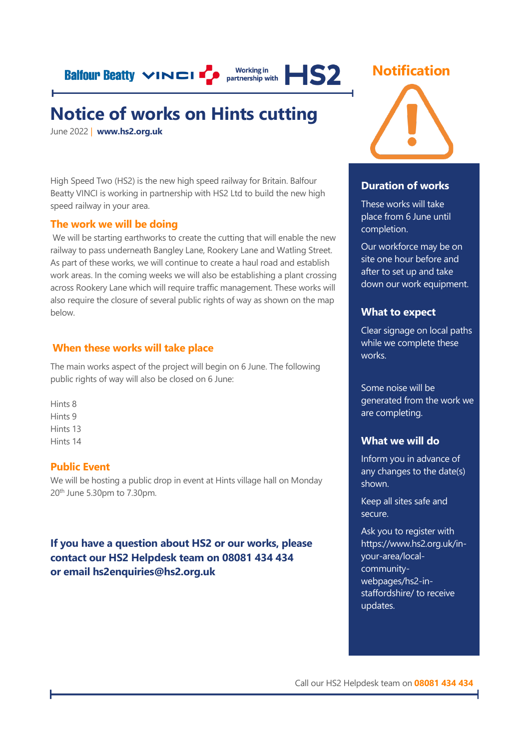Balfour Beatty VINCI Working in partnership with HS2

# Notice of works on Hints cutting

June 2022 | **www.hs2.org.uk**

High Speed Two (HS2) is the new high speed railway for Britain. Balfour Beatty VINCI is working in partnership with HS2 Ltd to build the new high speed railway in your area.

## The work we will be doing

We will be starting earthworks to create the cutting that will enable the new railway to pass underneath Bangley Lane, Rookery Lane and Watling Street. As part of these works, we will continue to create a haul road and establish work areas. In the coming weeks we will also be establishing a plant crossing across Rookery Lane which will require traffic management. These works will also require the closure of several public rights of way as shown on the map below.

## When these works will take place

The main works aspect of the project will begin on 6 June. The following public rights of way will also be closed on 6 June:

Hints 8
Hints 9
Hints 13
Hints 14

## Public Event

We will be hosting a public drop in event at Hints village hall on Monday 20th June 5.30pm to 7.30pm.

**If you have a question about HS2 or our works, please contact our HS2 Helpdesk team on 08081 434 434 or email hs2enquiries@hs2.org.uk**

## Notification

### Duration of works

These works will take place from 6 June until completion.

Our workforce may be on site one hour before and after to set up and take down our work equipment.

### What to expect

Clear signage on local paths while we complete these works.

Some noise will be generated from the work we are completing.

### What we will do

Inform you in advance of any changes to the date(s) shown.

Keep all sites safe and secure.

Ask you to register with https://www.hs2.org.uk/in-your-area/local-community-webpages/hs2-in-staffordshire/ to receive updates.

Call our HS2 Helpdesk team on **08081 434 434**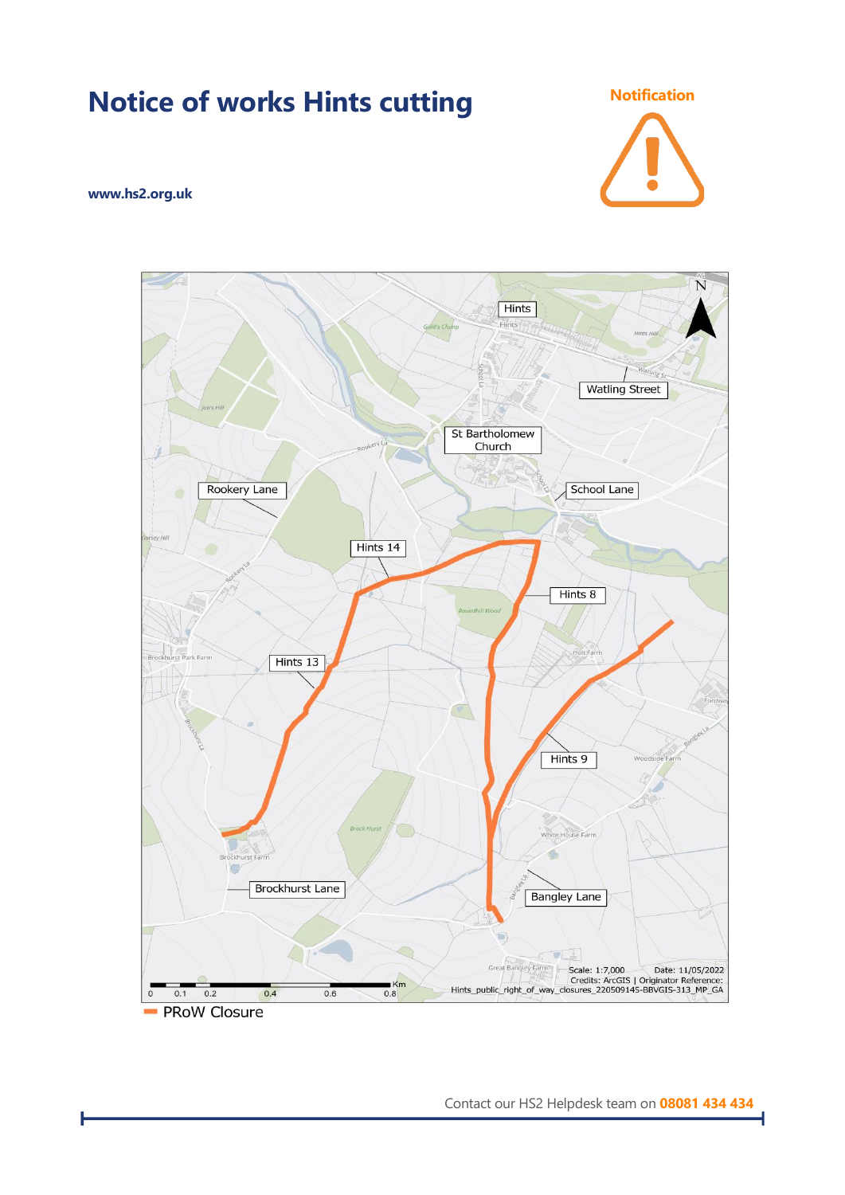# Notice of works Hints cutting

www.hs2.org.uk

Notification

Hints

Watling Street

St Bartholomew Church

School Lane

Rookery Lane

Hints 14

Hints 8

Hints 13

Hints 9

Brockhurst Lane

Bangley Lane

Scale: 1:7,000 Date: 11/05/2022
Credits: ArcGIS | Originator Reference: Hints_public_right_of_way_closures_220509145-BBVGIS-313_MP_GA

0 0.1 0.2 0.4 0.6 0.8 Km

PRoW Closure

Contact our HS2 Helpdesk team on **08081 434 434**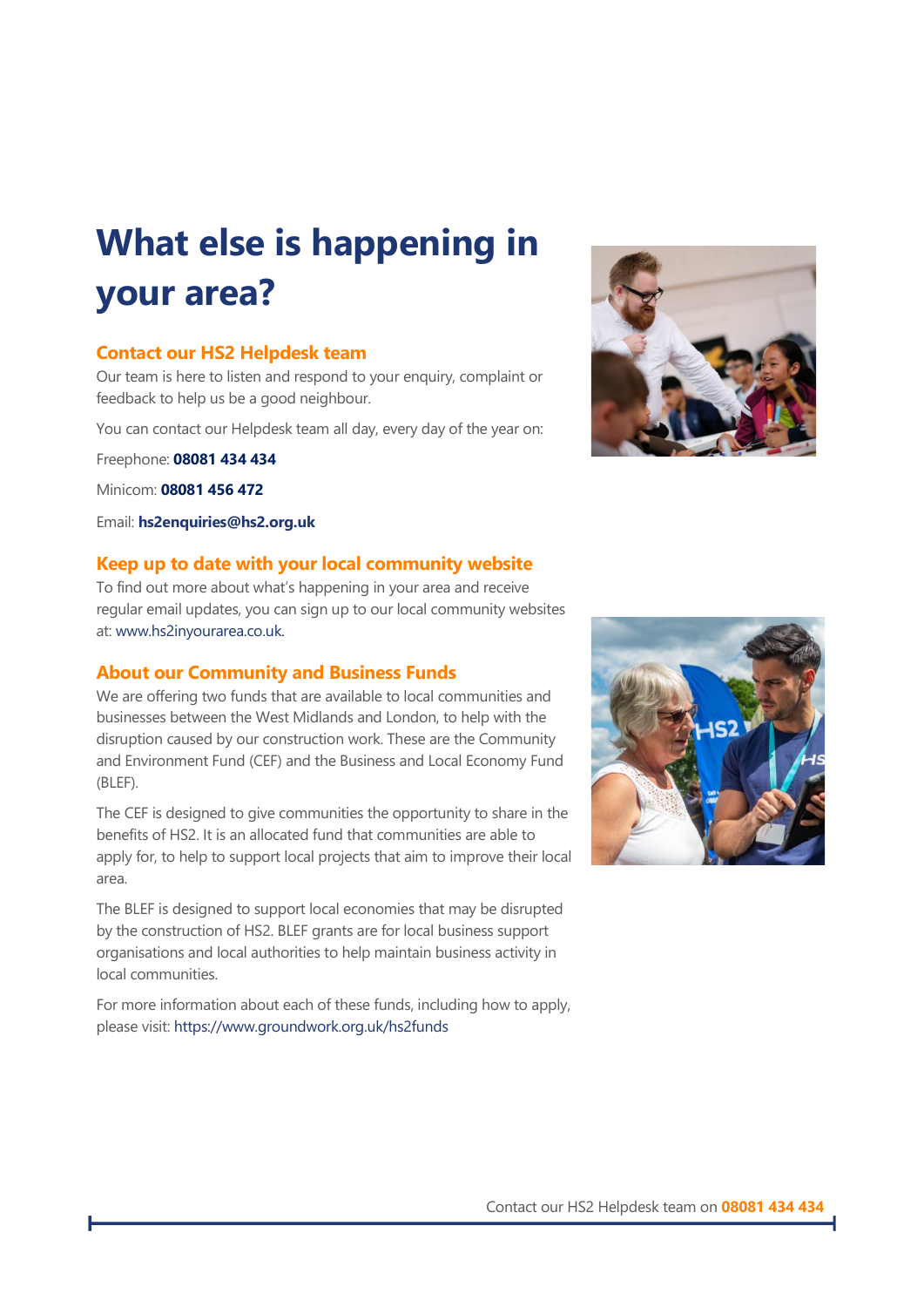# What else is happening in your area?

## Contact our HS2 Helpdesk team

Our team is here to listen and respond to your enquiry, complaint or feedback to help us be a good neighbour.

You can contact our Helpdesk team all day, every day of the year on:

Freephone: **08081 434 434**

Minicom: **08081 456 472**

Email: **hs2enquiries@hs2.org.uk**

## Keep up to date with your local community website

To find out more about what's happening in your area and receive regular email updates, you can sign up to our local community websites at: www.hs2inyourarea.co.uk.

## About our Community and Business Funds

We are offering two funds that are available to local communities and businesses between the West Midlands and London, to help with the disruption caused by our construction work. These are the Community and Environment Fund (CEF) and the Business and Local Economy Fund (BLEF).

The CEF is designed to give communities the opportunity to share in the benefits of HS2. It is an allocated fund that communities are able to apply for, to help to support local projects that aim to improve their local area.

The BLEF is designed to support local economies that may be disrupted by the construction of HS2. BLEF grants are for local business support organisations and local authorities to help maintain business activity in local communities.

For more information about each of these funds, including how to apply, please visit: https://www.groundwork.org.uk/hs2funds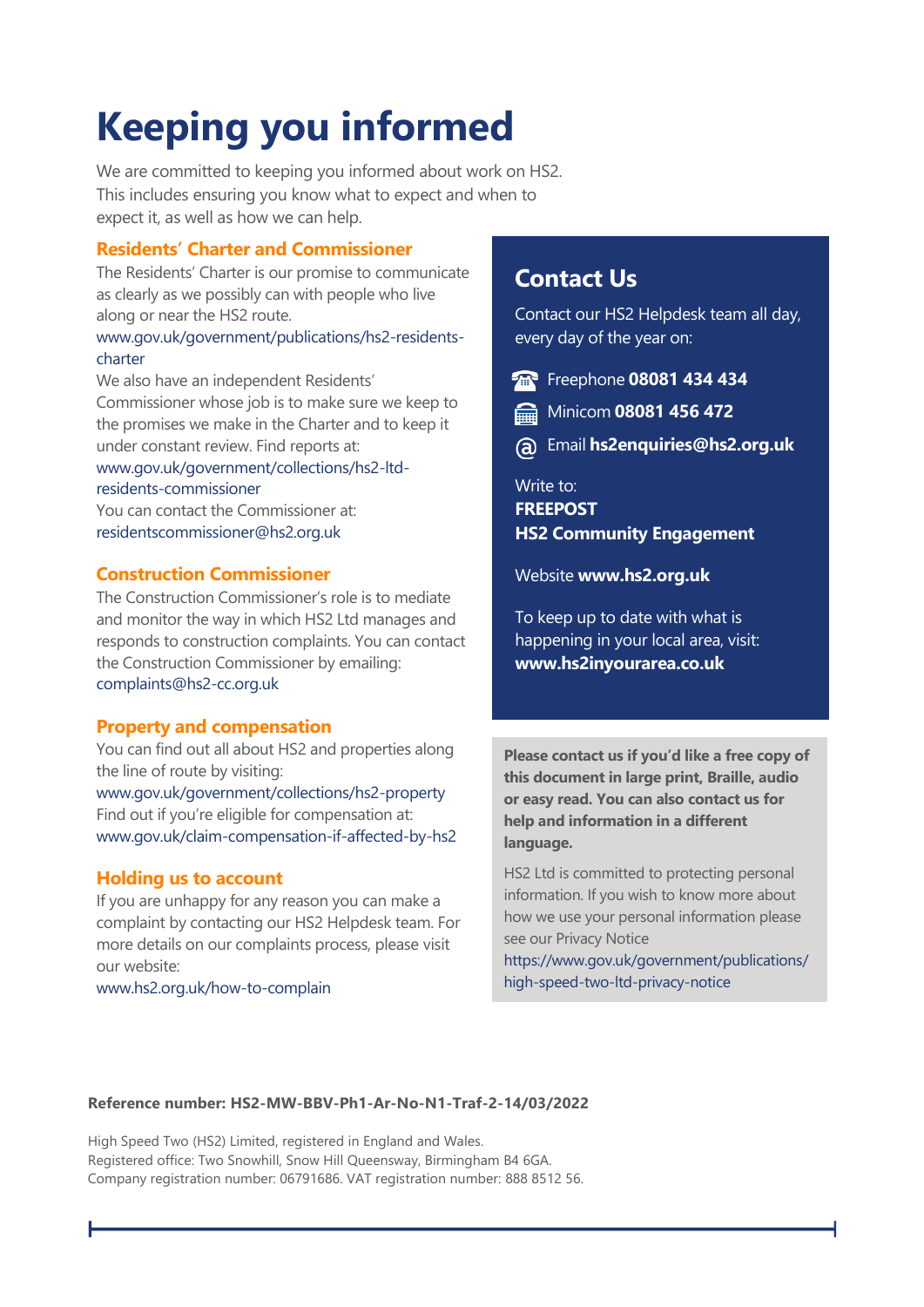# Keeping you informed

We are committed to keeping you informed about work on HS2. This includes ensuring you know what to expect and when to expect it, as well as how we can help.

## Residents' Charter and Commissioner

The Residents' Charter is our promise to communicate as clearly as we possibly can with people who live along or near the HS2 route.
www.gov.uk/government/publications/hs2-residents-charter

We also have an independent Residents' Commissioner whose job is to make sure we keep to the promises we make in the Charter and to keep it under constant review. Find reports at:
www.gov.uk/government/collections/hs2-ltd-residents-commissioner

You can contact the Commissioner at:
residentscommissioner@hs2.org.uk

## Construction Commissioner

The Construction Commissioner's role is to mediate and monitor the way in which HS2 Ltd manages and responds to construction complaints. You can contact the Construction Commissioner by emailing:
complaints@hs2-cc.org.uk

## Property and compensation

You can find out all about HS2 and properties along the line of route by visiting:
www.gov.uk/government/collections/hs2-property

Find out if you're eligible for compensation at:
www.gov.uk/claim-compensation-if-affected-by-hs2

## Holding us to account

If you are unhappy for any reason you can make a complaint by contacting our HS2 Helpdesk team. For more details on our complaints process, please visit our website:
www.hs2.org.uk/how-to-complain

## Contact Us

Contact our HS2 Helpdesk team all day, every day of the year on:

Freephone **08081 434 434**

Minicom **08081 456 472**

Email **hs2enquiries@hs2.org.uk**

Write to:
**FREEPOST**
**HS2 Community Engagement**

Website **www.hs2.org.uk**

To keep up to date with what is happening in your local area, visit:
**www.hs2inyourarea.co.uk**

**Please contact us if you'd like a free copy of this document in large print, Braille, audio or easy read. You can also contact us for help and information in a different language.**

HS2 Ltd is committed to protecting personal information. If you wish to know more about how we use your personal information please see our Privacy Notice
https://www.gov.uk/government/publications/high-speed-two-ltd-privacy-notice

**Reference number: HS2-MW-BBV-Ph1-Ar-No-N1-Traf-2-14/03/2022**

High Speed Two (HS2) Limited, registered in England and Wales.
Registered office: Two Snowhill, Snow Hill Queensway, Birmingham B4 6GA.
Company registration number: 06791686. VAT registration number: 888 8512 56.